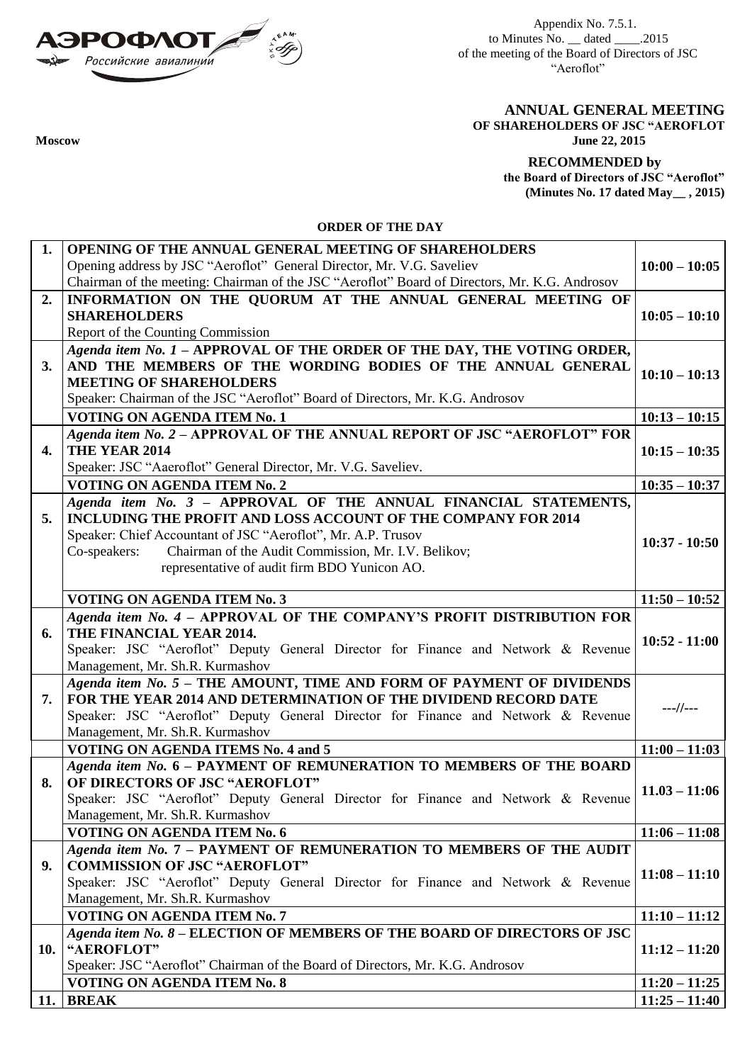Appendix No. 7.5.1.
to Minutes No. __ dated ____.2015
of the meeting of the Board of Directors of JSC "Aeroflot"

**ANNUAL GENERAL MEETING**
**OF SHAREHOLDERS OF JSC "AEROFLOT**

**Moscow** **June 22, 2015**

**RECOMMENDED by**
**the Board of Directors of JSC "Aeroflot"**
**(Minutes No. 17 dated May__ , 2015)**

**ORDER OF THE DAY**

| | | |
|---|---|---|
| **1.** | **OPENING OF THE ANNUAL GENERAL MEETING OF SHAREHOLDERS**<br>Opening address by JSC "Aeroflot" General Director, Mr. V.G. Saveliev<br>Chairman of the meeting: Chairman of the JSC "Aeroflot" Board of Directors, Mr. K.G. Androsov | **10:00 – 10:05** |
| **2.** | **INFORMATION ON THE QUORUM AT THE ANNUAL GENERAL MEETING OF SHAREHOLDERS**<br>Report of the Counting Commission | **10:05 – 10:10** |
| **3.** | ***Agenda item No. 1*** **– APPROVAL OF THE ORDER OF THE DAY, THE VOTING ORDER, AND THE MEMBERS OF THE WORDING BODIES OF THE ANNUAL GENERAL MEETING OF SHAREHOLDERS**<br>Speaker: Chairman of the JSC "Aeroflot" Board of Directors, Mr. K.G. Androsov | **10:10 – 10:13** |
| | **VOTING ON AGENDA ITEM No. 1** | **10:13 – 10:15** |
| **4.** | ***Agenda item No. 2*** **– APPROVAL OF THE ANNUAL REPORT OF JSC "AEROFLOT" FOR THE YEAR 2014**<br>Speaker: JSC "Aaeroflot" General Director, Mr. V.G. Saveliev. | **10:15 – 10:35** |
| | **VOTING ON AGENDA ITEM No. 2** | **10:35 – 10:37** |
| **5.** | ***Agenda item No. 3*** **– APPROVAL OF THE ANNUAL FINANCIAL STATEMENTS, INCLUDING THE PROFIT AND LOSS ACCOUNT OF THE COMPANY FOR 2014**<br>Speaker: Chief Accountant of JSC "Aeroflot", Mr. A.P. Trusov<br>Co-speakers: Chairman of the Audit Commission, Mr. I.V. Belikov; representative of audit firm BDO Yunicon AO. | **10:37 - 10:50** |
| | **VOTING ON AGENDA ITEM No. 3** | **11:50 – 10:52** |
| **6.** | ***Agenda item No. 4*** **– APPROVAL OF THE COMPANY'S PROFIT DISTRIBUTION FOR THE FINANCIAL YEAR 2014.**<br>Speaker: JSC "Aeroflot" Deputy General Director for Finance and Network & Revenue Management, Mr. Sh.R. Kurmashov | **10:52 - 11:00** |
| **7.** | ***Agenda item No. 5*** **– THE AMOUNT, TIME AND FORM OF PAYMENT OF DIVIDENDS FOR THE YEAR 2014 AND DETERMINATION OF THE DIVIDEND RECORD DATE**<br>Speaker: JSC "Aeroflot" Deputy General Director for Finance and Network & Revenue Management, Mr. Sh.R. Kurmashov | **---//---** |
| | **VOTING ON AGENDA ITEMS No. 4 and 5** | **11:00 – 11:03** |
| **8.** | ***Agenda item No.*** **6 – PAYMENT OF REMUNERATION TO MEMBERS OF THE BOARD OF DIRECTORS OF JSC "AEROFLOT"**<br>Speaker: JSC "Aeroflot" Deputy General Director for Finance and Network & Revenue Management, Mr. Sh.R. Kurmashov | **11.03 – 11:06** |
| | **VOTING ON AGENDA ITEM No. 6** | **11:06 – 11:08** |
| **9.** | ***Agenda item No.*** **7 – PAYMENT OF REMUNERATION TO MEMBERS OF THE AUDIT COMMISSION OF JSC "AEROFLOT"**<br>Speaker: JSC "Aeroflot" Deputy General Director for Finance and Network & Revenue Management, Mr. Sh.R. Kurmashov | **11:08 – 11:10** |
| | **VOTING ON AGENDA ITEM No. 7** | **11:10 – 11:12** |
| **10.** | ***Agenda item No. 8*** **– ELECTION OF MEMBERS OF THE BOARD OF DIRECTORS OF JSC "AEROFLOT"**<br>Speaker: JSC "Aeroflot" Chairman of the Board of Directors, Mr. K.G. Androsov | **11:12 – 11:20** |
| | **VOTING ON AGENDA ITEM No. 8** | **11:20 – 11:25** |
| **11.** | **BREAK** | **11:25 – 11:40** |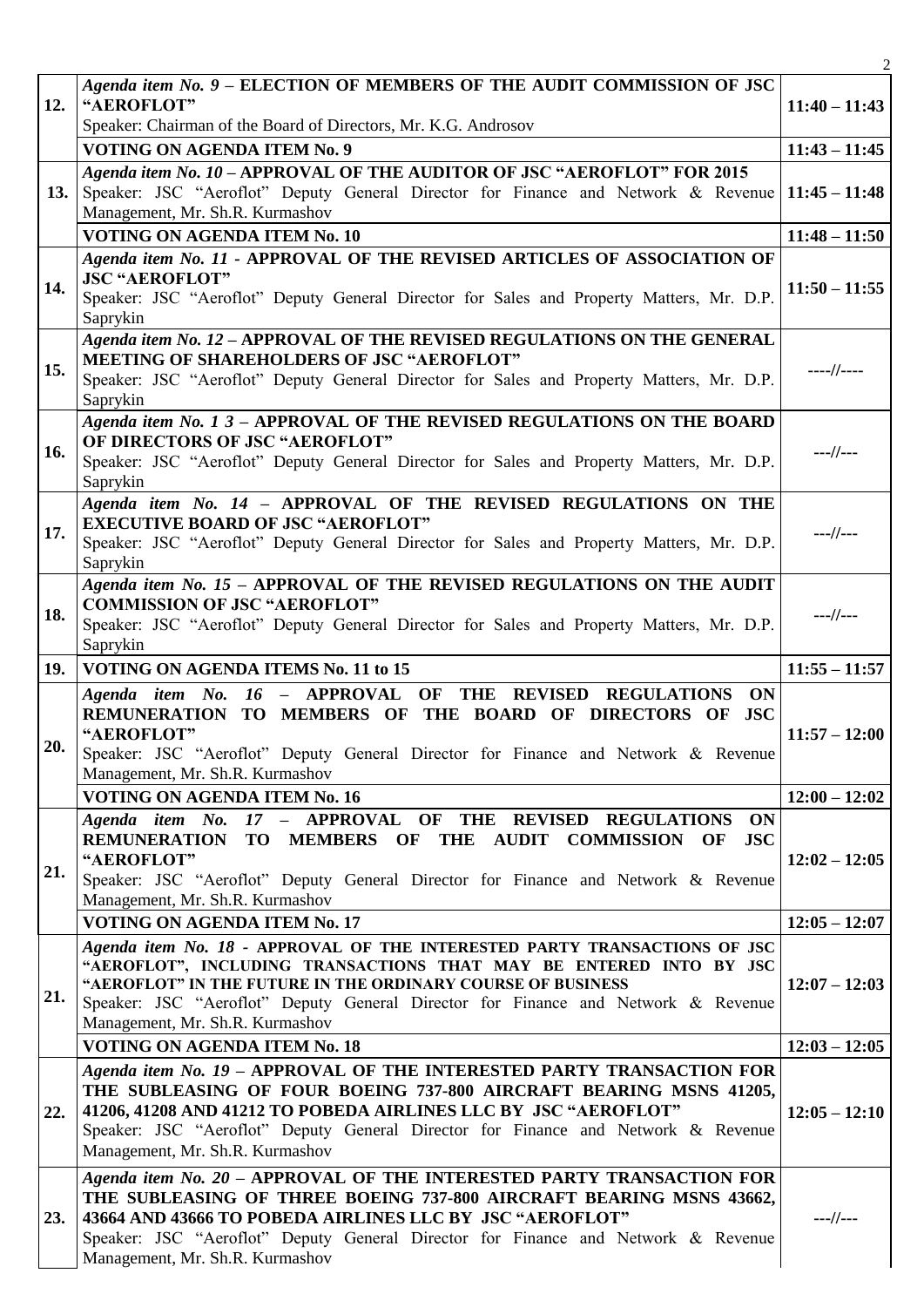| | | |
|---|---|---|
| 12. | *Agenda item No. 9* – **ELECTION OF MEMBERS OF THE AUDIT COMMISSION OF JSC "AEROFLOT"**<br>Speaker: Chairman of the Board of Directors, Mr. K.G. Androsov | **11:40 – 11:43** |
| | **VOTING ON AGENDA ITEM No. 9** | **11:43 – 11:45** |
| 13. | *Agenda item No. 10* – **APPROVAL OF THE AUDITOR OF JSC "AEROFLOT" FOR 2015**<br>Speaker: JSC "Aeroflot" Deputy General Director for Finance and Network & Revenue Management, Mr. Sh.R. Kurmashov | **11:45 – 11:48** |
| | **VOTING ON AGENDA ITEM No. 10** | **11:48 – 11:50** |
| 14. | *Agenda item No. 11* - **APPROVAL OF THE REVISED ARTICLES OF ASSOCIATION OF JSC "AEROFLOT"**<br>Speaker: JSC "Aeroflot" Deputy General Director for Sales and Property Matters, Mr. D.P. Saprykin | **11:50 – 11:55** |
| 15. | *Agenda item No. 12* – **APPROVAL OF THE REVISED REGULATIONS ON THE GENERAL MEETING OF SHAREHOLDERS OF JSC "AEROFLOT"**<br>Speaker: JSC "Aeroflot" Deputy General Director for Sales and Property Matters, Mr. D.P. Saprykin | ----//---- |
| 16. | *Agenda item No. 1 3* – **APPROVAL OF THE REVISED REGULATIONS ON THE BOARD OF DIRECTORS OF JSC "AEROFLOT"**<br>Speaker: JSC "Aeroflot" Deputy General Director for Sales and Property Matters, Mr. D.P. Saprykin | ---//--- |
| 17. | *Agenda item No. 14* – **APPROVAL OF THE REVISED REGULATIONS ON THE EXECUTIVE BOARD OF JSC "AEROFLOT"**<br>Speaker: JSC "Aeroflot" Deputy General Director for Sales and Property Matters, Mr. D.P. Saprykin | ---//--- |
| 18. | *Agenda item No. 15* – **APPROVAL OF THE REVISED REGULATIONS ON THE AUDIT COMMISSION OF JSC "AEROFLOT"**<br>Speaker: JSC "Aeroflot" Deputy General Director for Sales and Property Matters, Mr. D.P. Saprykin | ---//--- |
| 19. | **VOTING ON AGENDA ITEMS No. 11 to 15** | **11:55 – 11:57** |
| 20. | *Agenda item No. 16* – **APPROVAL OF THE REVISED REGULATIONS ON REMUNERATION TO MEMBERS OF THE BOARD OF DIRECTORS OF JSC "AEROFLOT"**<br>Speaker: JSC "Aeroflot" Deputy General Director for Finance and Network & Revenue Management, Mr. Sh.R. Kurmashov | **11:57 – 12:00** |
| | **VOTING ON AGENDA ITEM No. 16** | **12:00 – 12:02** |
| 21. | *Agenda item No. 17* – **APPROVAL OF THE REVISED REGULATIONS ON REMUNERATION TO MEMBERS OF THE AUDIT COMMISSION OF JSC "AEROFLOT"**<br>Speaker: JSC "Aeroflot" Deputy General Director for Finance and Network & Revenue Management, Mr. Sh.R. Kurmashov | **12:02 – 12:05** |
| | **VOTING ON AGENDA ITEM No. 17** | **12:05 – 12:07** |
| 21. | *Agenda item No. 18* - **APPROVAL OF THE INTERESTED PARTY TRANSACTIONS OF JSC "AEROFLOT", INCLUDING TRANSACTIONS THAT MAY BE ENTERED INTO BY JSC "AEROFLOT" IN THE FUTURE IN THE ORDINARY COURSE OF BUSINESS**<br>Speaker: JSC "Aeroflot" Deputy General Director for Finance and Network & Revenue Management, Mr. Sh.R. Kurmashov | **12:07 – 12:03** |
| | **VOTING ON AGENDA ITEM No. 18** | **12:03 – 12:05** |
| 22. | *Agenda item No. 19* – **APPROVAL OF THE INTERESTED PARTY TRANSACTION FOR THE SUBLEASING OF FOUR BOEING 737-800 AIRCRAFT BEARING MSNS 41205, 41206, 41208 AND 41212 TO POBEDA AIRLINES LLC BY JSC "AEROFLOT"**<br>Speaker: JSC "Aeroflot" Deputy General Director for Finance and Network & Revenue Management, Mr. Sh.R. Kurmashov | **12:05 – 12:10** |
| 23. | *Agenda item No. 20* – **APPROVAL OF THE INTERESTED PARTY TRANSACTION FOR THE SUBLEASING OF THREE BOEING 737-800 AIRCRAFT BEARING MSNS 43662, 43664 AND 43666 TO POBEDA AIRLINES LLC BY JSC "AEROFLOT"**<br>Speaker: JSC "Aeroflot" Deputy General Director for Finance and Network & Revenue Management, Mr. Sh.R. Kurmashov | ---//--- |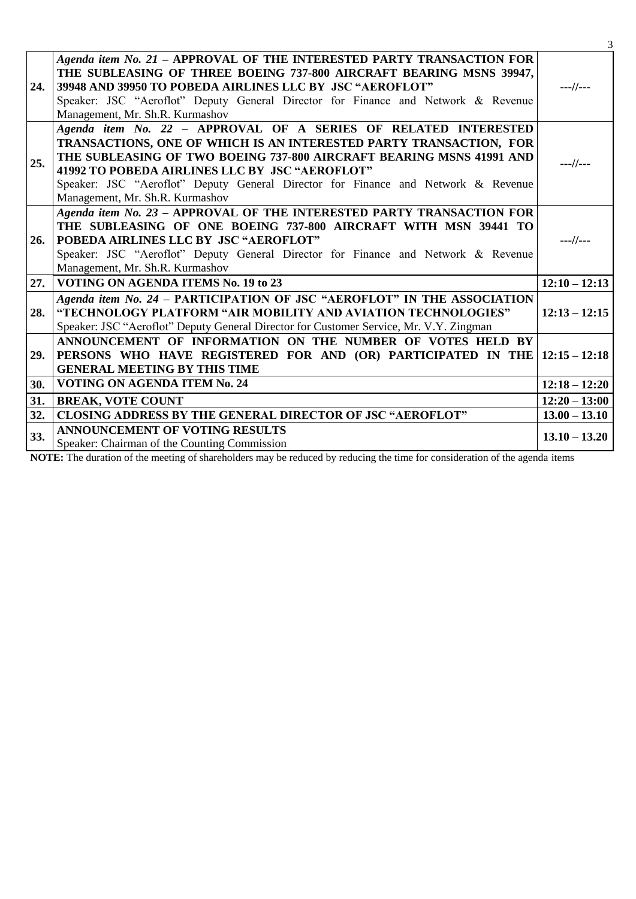| | | |
|---|---|---|
| 24. | ***Agenda item No. 21*** – **APPROVAL OF THE INTERESTED PARTY TRANSACTION FOR THE SUBLEASING OF THREE BOEING 737-800 AIRCRAFT BEARING MSNS 39947, 39948 AND 39950 TO POBEDA AIRLINES LLC BY JSC "AEROFLOT"**<br>Speaker: JSC "Aeroflot" Deputy General Director for Finance and Network & Revenue Management, Mr. Sh.R. Kurmashov | ---//--- |
| 25. | ***Agenda item No. 22*** – **APPROVAL OF A SERIES OF RELATED INTERESTED TRANSACTIONS, ONE OF WHICH IS AN INTERESTED PARTY TRANSACTION, FOR THE SUBLEASING OF TWO BOEING 737-800 AIRCRAFT BEARING MSNS 41991 AND 41992 TO POBEDA AIRLINES LLC BY JSC "AEROFLOT"**<br>Speaker: JSC "Aeroflot" Deputy General Director for Finance and Network & Revenue Management, Mr. Sh.R. Kurmashov | ---//--- |
| 26. | ***Agenda item No. 23*** – **APPROVAL OF THE INTERESTED PARTY TRANSACTION FOR THE SUBLEASING OF ONE BOEING 737-800 AIRCRAFT WITH MSN 39441 TO POBEDA AIRLINES LLC BY JSC "AEROFLOT"**<br>Speaker: JSC "Aeroflot" Deputy General Director for Finance and Network & Revenue Management, Mr. Sh.R. Kurmashov | ---//--- |
| 27. | **VOTING ON AGENDA ITEMS No. 19 to 23** | **12:10 – 12:13** |
| 28. | ***Agenda item No. 24*** – **PARTICIPATION OF JSC "AEROFLOT" IN THE ASSOCIATION "TECHNOLOGY PLATFORM "AIR MOBILITY AND AVIATION TECHNOLOGIES"**<br>Speaker: JSC "Aeroflot" Deputy General Director for Customer Service, Mr. V.Y. Zingman | **12:13 – 12:15** |
| 29. | **ANNOUNCEMENT OF INFORMATION ON THE NUMBER OF VOTES HELD BY PERSONS WHO HAVE REGISTERED FOR AND (OR) PARTICIPATED IN THE GENERAL MEETING BY THIS TIME** | **12:15 – 12:18** |
| 30. | **VOTING ON AGENDA ITEM No. 24** | **12:18 – 12:20** |
| 31. | **BREAK, VOTE COUNT** | **12:20 – 13:00** |
| 32. | **CLOSING ADDRESS BY THE GENERAL DIRECTOR OF JSC "AEROFLOT"** | **13.00 – 13.10** |
| 33. | **ANNOUNCEMENT OF VOTING RESULTS**<br>Speaker: Chairman of the Counting Commission | **13.10 – 13.20** |

**NOTE:** The duration of the meeting of shareholders may be reduced by reducing the time for consideration of the agenda items